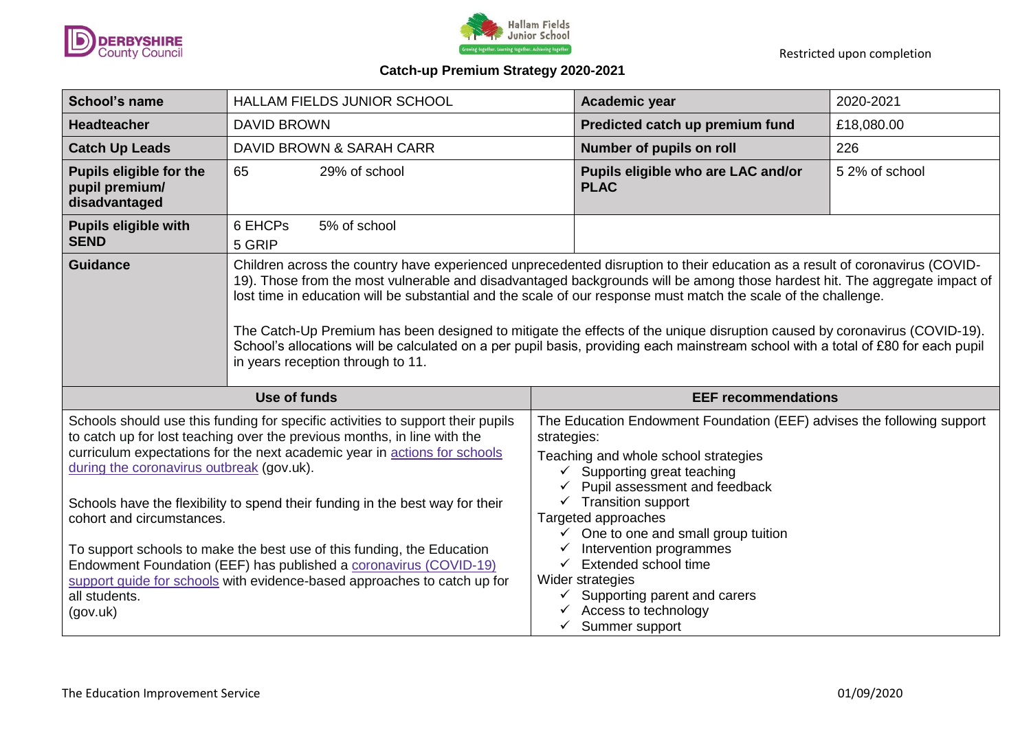Restricted upon completion

# Catch-up Premium Strategy 2020-2021

| School's name | HALLAM FIELDS JUNIOR SCHOOL | Academic year | 2020-2021 |
|---|---|---|---|
| **Headteacher** | DAVID BROWN | **Predicted catch up premium fund** | £18,080.00 |
| **Catch Up Leads** | DAVID BROWN & SARAH CARR | **Number of pupils on roll** | 226 |
| **Pupils eligible for the pupil premium/ disadvantaged** | 65 29% of school | **Pupils eligible who are LAC and/or PLAC** | 5 2% of school |
| **Pupils eligible with SEND** | 6 EHCPs 5% of school<br>5 GRIP | | |
| **Guidance** | Children across the country have experienced unprecedented disruption to their education as a result of coronavirus (COVID-19). Those from the most vulnerable and disadvantaged backgrounds will be among those hardest hit. The aggregate impact of lost time in education will be substantial and the scale of our response must match the scale of the challenge.<br><br>The Catch-Up Premium has been designed to mitigate the effects of the unique disruption caused by coronavirus (COVID-19). School's allocations will be calculated on a per pupil basis, providing each mainstream school with a total of £80 for each pupil in years reception through to 11. | | |

| Use of funds | EEF recommendations |
|---|---|
| Schools should use this funding for specific activities to support their pupils to catch up for lost teaching over the previous months, in line with the curriculum expectations for the next academic year in actions for schools during the coronavirus outbreak (gov.uk).<br><br>Schools have the flexibility to spend their funding in the best way for their cohort and circumstances.<br><br>To support schools to make the best use of this funding, the Education Endowment Foundation (EEF) has published a coronavirus (COVID-19) support guide for schools with evidence-based approaches to catch up for all students.<br>(gov.uk) | The Education Endowment Foundation (EEF) advises the following support strategies:<br>Teaching and whole school strategies<br>✓ Supporting great teaching<br>✓ Pupil assessment and feedback<br>✓ Transition support<br>Targeted approaches<br>✓ One to one and small group tuition<br>✓ Intervention programmes<br>✓ Extended school time<br>Wider strategies<br>✓ Supporting parent and carers<br>✓ Access to technology<br>✓ Summer support |

The Education Improvement Service 01/09/2020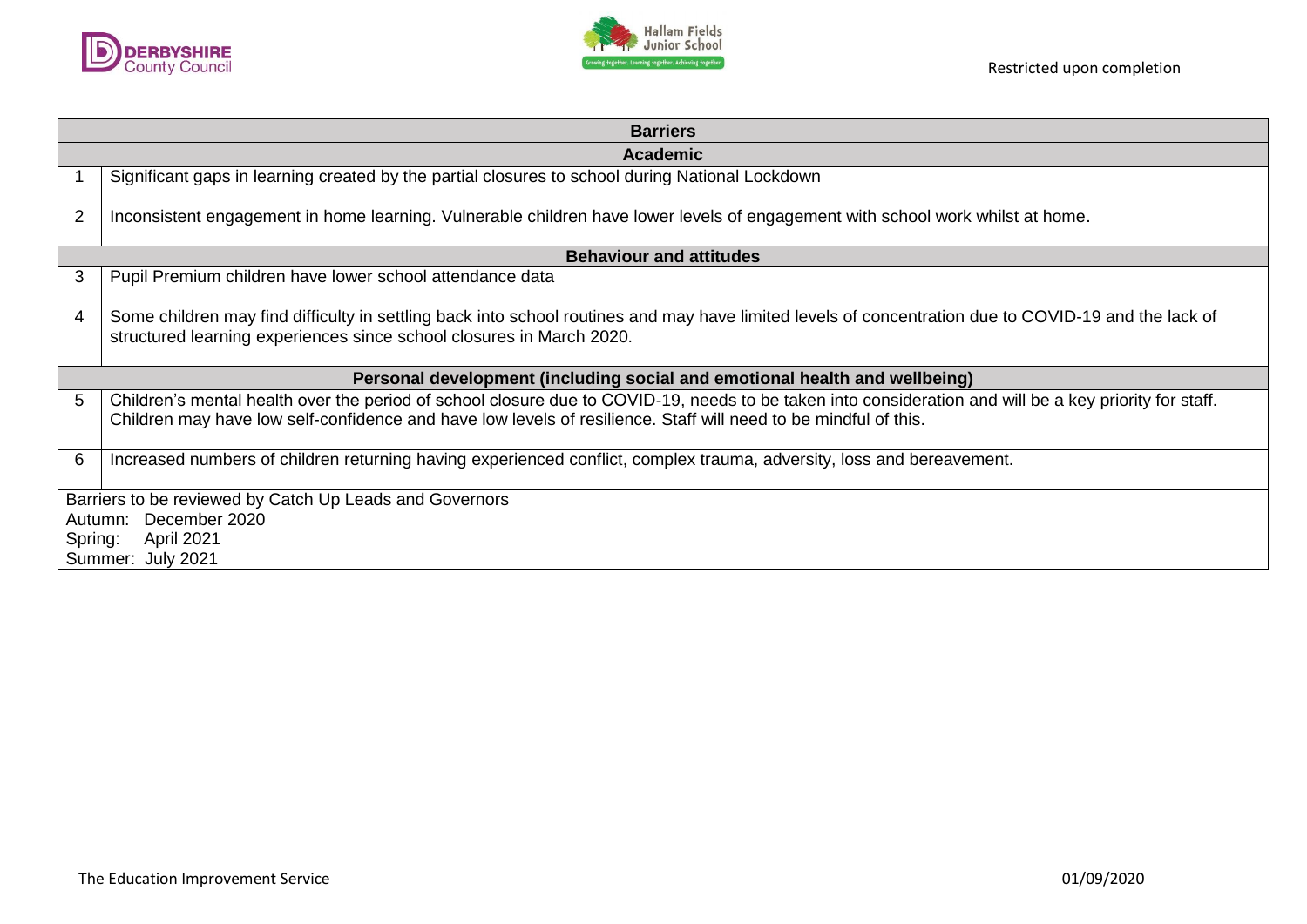| Barriers | |
|---|---|
| **Academic** | |
| 1 | Significant gaps in learning created by the partial closures to school during National Lockdown |
| 2 | Inconsistent engagement in home learning. Vulnerable children have lower levels of engagement with school work whilst at home. |
| **Behaviour and attitudes** | |
| 3 | Pupil Premium children have lower school attendance data |
| 4 | Some children may find difficulty in settling back into school routines and may have limited levels of concentration due to COVID-19 and the lack of structured learning experiences since school closures in March 2020. |
| **Personal development (including social and emotional health and wellbeing)** | |
| 5 | Children's mental health over the period of school closure due to COVID-19, needs to be taken into consideration and will be a key priority for staff. Children may have low self-confidence and have low levels of resilience. Staff will need to be mindful of this. |
| 6 | Increased numbers of children returning having experienced conflict, complex trauma, adversity, loss and bereavement. |
| Barriers to be reviewed by Catch Up Leads and Governors<br>Autumn: December 2020<br>Spring: April 2021<br>Summer: July 2021 | |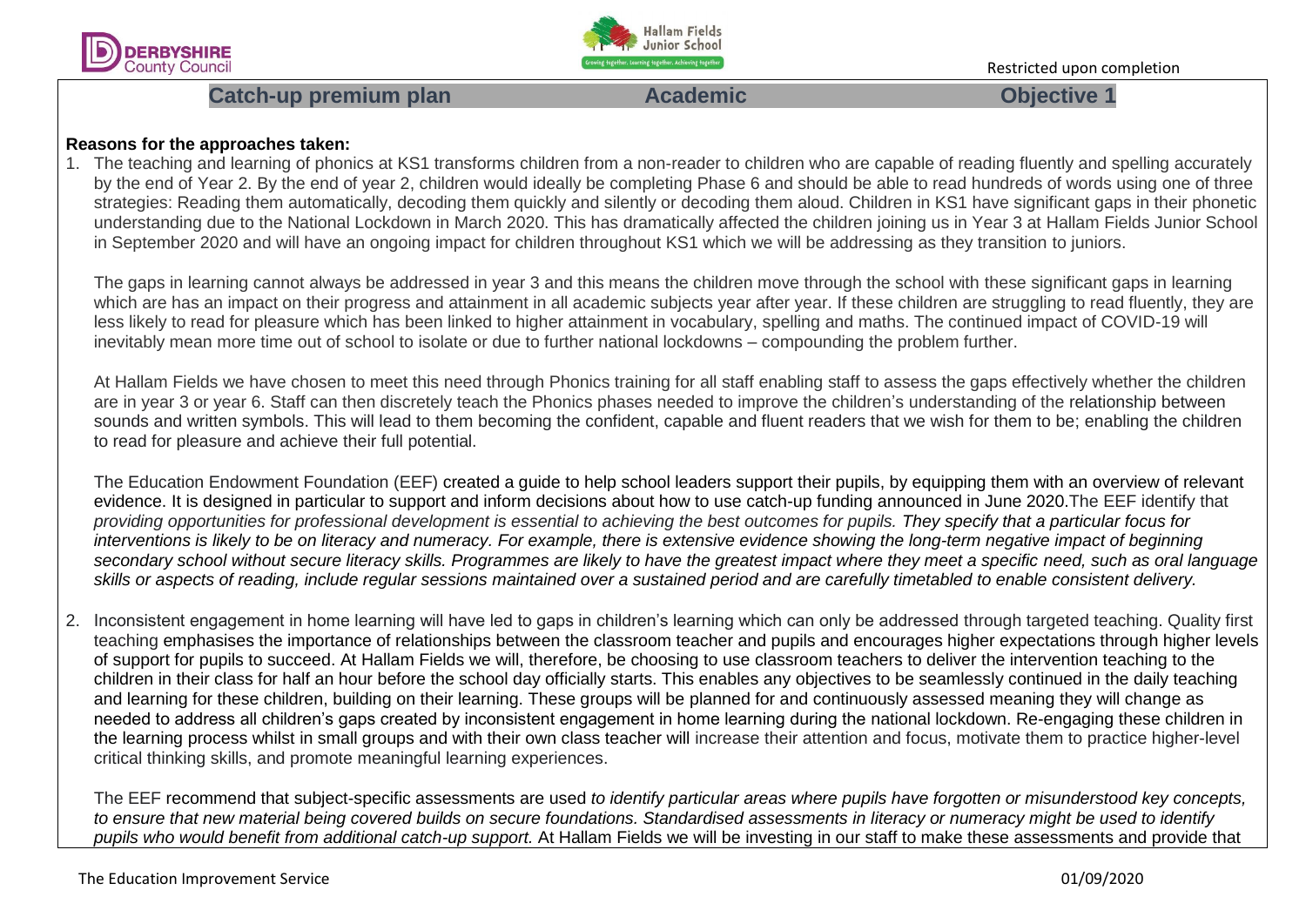Restricted upon completion

## Catch-up premium plan — Academic — Objective 1

**Reasons for the approaches taken:**

1. The teaching and learning of phonics at KS1 transforms children from a non-reader to children who are capable of reading fluently and spelling accurately by the end of Year 2. By the end of year 2, children would ideally be completing Phase 6 and should be able to read hundreds of words using one of three strategies: Reading them automatically, decoding them quickly and silently or decoding them aloud. Children in KS1 have significant gaps in their phonetic understanding due to the National Lockdown in March 2020. This has dramatically affected the children joining us in Year 3 at Hallam Fields Junior School in September 2020 and will have an ongoing impact for children throughout KS1 which we will be addressing as they transition to juniors.

   The gaps in learning cannot always be addressed in year 3 and this means the children move through the school with these significant gaps in learning which are has an impact on their progress and attainment in all academic subjects year after year. If these children are struggling to read fluently, they are less likely to read for pleasure which has been linked to higher attainment in vocabulary, spelling and maths. The continued impact of COVID-19 will inevitably mean more time out of school to isolate or due to further national lockdowns – compounding the problem further.

   At Hallam Fields we have chosen to meet this need through Phonics training for all staff enabling staff to assess the gaps effectively whether the children are in year 3 or year 6. Staff can then discretely teach the Phonics phases needed to improve the children's understanding of the relationship between sounds and written symbols. This will lead to them becoming the confident, capable and fluent readers that we wish for them to be; enabling the children to read for pleasure and achieve their full potential.

   The Education Endowment Foundation (EEF) created a guide to help school leaders support their pupils, by equipping them with an overview of relevant evidence. It is designed in particular to support and inform decisions about how to use catch-up funding announced in June 2020.The EEF identify that *providing opportunities for professional development is essential to achieving the best outcomes for pupils. They specify that a particular focus for interventions is likely to be on literacy and numeracy. For example, there is extensive evidence showing the long-term negative impact of beginning secondary school without secure literacy skills. Programmes are likely to have the greatest impact where they meet a specific need, such as oral language skills or aspects of reading, include regular sessions maintained over a sustained period and are carefully timetabled to enable consistent delivery.*

2. Inconsistent engagement in home learning will have led to gaps in children's learning which can only be addressed through targeted teaching. Quality first teaching emphasises the importance of relationships between the classroom teacher and pupils and encourages higher expectations through higher levels of support for pupils to succeed. At Hallam Fields we will, therefore, be choosing to use classroom teachers to deliver the intervention teaching to the children in their class for half an hour before the school day officially starts. This enables any objectives to be seamlessly continued in the daily teaching and learning for these children, building on their learning. These groups will be planned for and continuously assessed meaning they will change as needed to address all children's gaps created by inconsistent engagement in home learning during the national lockdown. Re-engaging these children in the learning process whilst in small groups and with their own class teacher will increase their attention and focus, motivate them to practice higher-level critical thinking skills, and promote meaningful learning experiences.

   The EEF recommend that subject-specific assessments are used *to identify particular areas where pupils have forgotten or misunderstood key concepts, to ensure that new material being covered builds on secure foundations. Standardised assessments in literacy or numeracy might be used to identify pupils who would benefit from additional catch-up support.* At Hallam Fields we will be investing in our staff to make these assessments and provide that

The Education Improvement Service 01/09/2020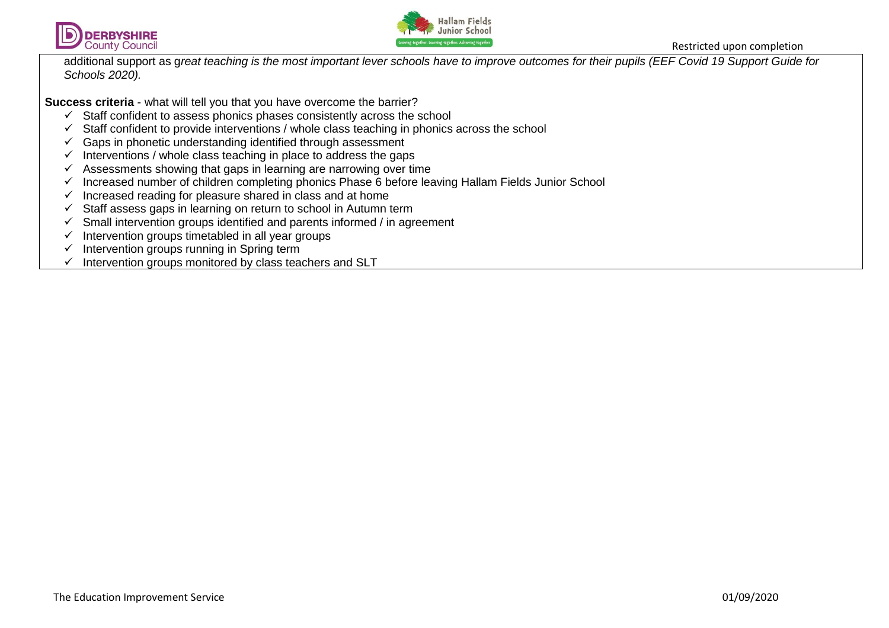additional support as g*reat teaching is the most important lever schools have to improve outcomes for their pupils (EEF Covid 19 Support Guide for Schools 2020).*

**Success criteria** - what will tell you that you have overcome the barrier?

- ✓ Staff confident to assess phonics phases consistently across the school
- ✓ Staff confident to provide interventions / whole class teaching in phonics across the school
- ✓ Gaps in phonetic understanding identified through assessment
- ✓ Interventions / whole class teaching in place to address the gaps
- ✓ Assessments showing that gaps in learning are narrowing over time
- ✓ Increased number of children completing phonics Phase 6 before leaving Hallam Fields Junior School
- ✓ Increased reading for pleasure shared in class and at home
- ✓ Staff assess gaps in learning on return to school in Autumn term
- ✓ Small intervention groups identified and parents informed / in agreement
- ✓ Intervention groups timetabled in all year groups
- ✓ Intervention groups running in Spring term
- ✓ Intervention groups monitored by class teachers and SLT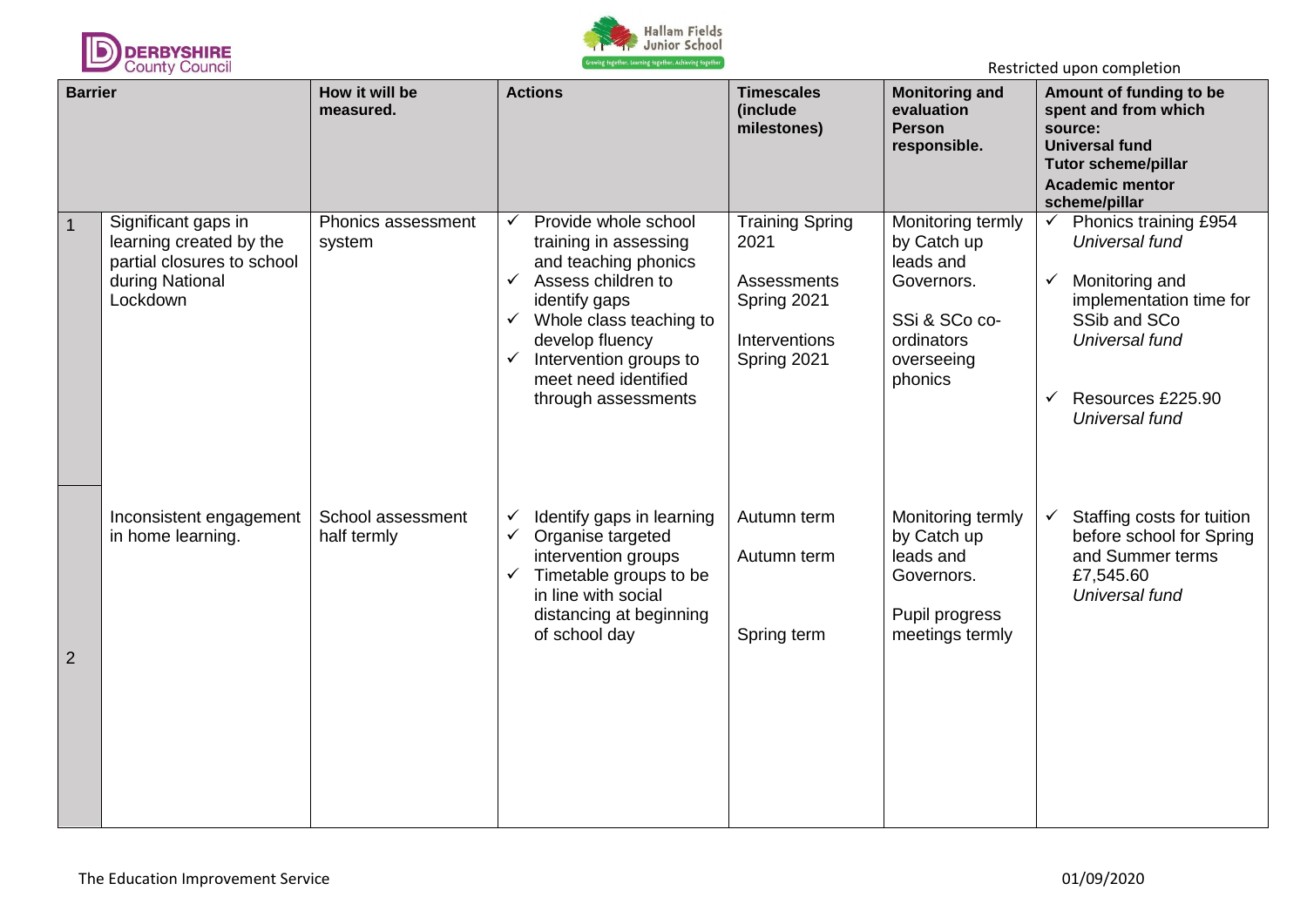Restricted upon completion

| | Barrier | How it will be measured. | Actions | Timescales (include milestones) | Monitoring and evaluation Person responsible. | Amount of funding to be spent and from which source: Universal fund Tutor scheme/pillar Academic mentor scheme/pillar |
|---|---|---|---|---|---|---|
| 1 | Significant gaps in learning created by the partial closures to school during National Lockdown | Phonics assessment system | ✓ Provide whole school training in assessing and teaching phonics<br>✓ Assess children to identify gaps<br>✓ Whole class teaching to develop fluency<br>✓ Intervention groups to meet need identified through assessments | Training Spring 2021<br><br>Assessments Spring 2021<br><br>Interventions Spring 2021 | Monitoring termly by Catch up leads and Governors.<br><br>SSi & SCo co-ordinators overseeing phonics | ✓ Phonics training £954 *Universal fund*<br><br>✓ Monitoring and implementation time for SSib and SCo *Universal fund*<br><br>✓ Resources £225.90 *Universal fund* |
| 2 | Inconsistent engagement in home learning. | School assessment half termly | ✓ Identify gaps in learning<br>✓ Organise targeted intervention groups<br>✓ Timetable groups to be in line with social distancing at beginning of school day | Autumn term<br><br>Autumn term<br><br>Spring term | Monitoring termly by Catch up leads and Governors.<br><br>Pupil progress meetings termly | ✓ Staffing costs for tuition before school for Spring and Summer terms £7,545.60 *Universal fund* |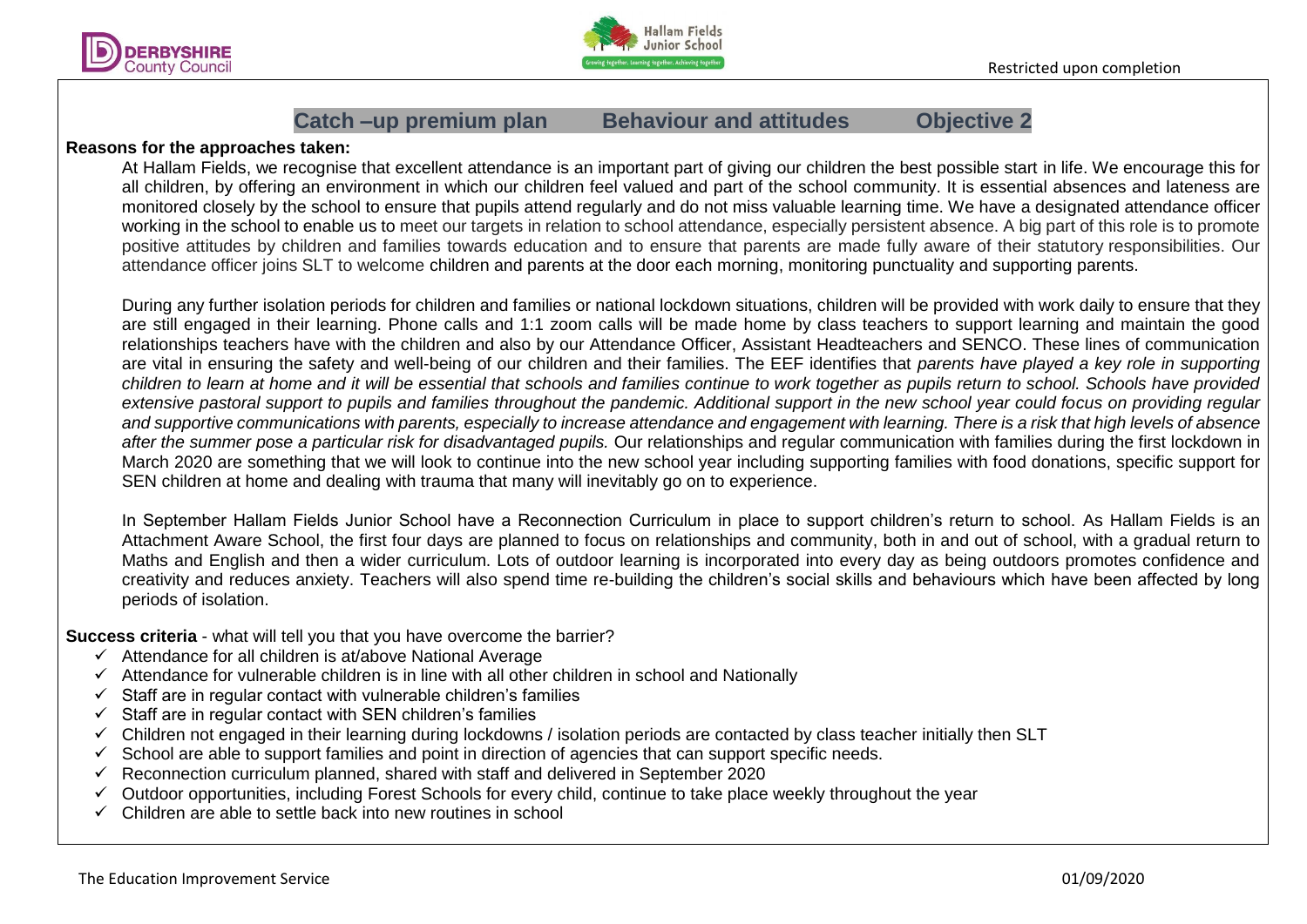## Catch –up premium plan  Behaviour and attitudes  Objective 2

**Reasons for the approaches taken:**

At Hallam Fields, we recognise that excellent attendance is an important part of giving our children the best possible start in life. We encourage this for all children, by offering an environment in which our children feel valued and part of the school community. It is essential absences and lateness are monitored closely by the school to ensure that pupils attend regularly and do not miss valuable learning time. We have a designated attendance officer working in the school to enable us to meet our targets in relation to school attendance, especially persistent absence. A big part of this role is to promote positive attitudes by children and families towards education and to ensure that parents are made fully aware of their statutory responsibilities. Our attendance officer joins SLT to welcome children and parents at the door each morning, monitoring punctuality and supporting parents.

During any further isolation periods for children and families or national lockdown situations, children will be provided with work daily to ensure that they are still engaged in their learning. Phone calls and 1:1 zoom calls will be made home by class teachers to support learning and maintain the good relationships teachers have with the children and also by our Attendance Officer, Assistant Headteachers and SENCO. These lines of communication are vital in ensuring the safety and well-being of our children and their families. The EEF identifies that *parents have played a key role in supporting children to learn at home and it will be essential that schools and families continue to work together as pupils return to school. Schools have provided extensive pastoral support to pupils and families throughout the pandemic. Additional support in the new school year could focus on providing regular and supportive communications with parents, especially to increase attendance and engagement with learning. There is a risk that high levels of absence after the summer pose a particular risk for disadvantaged pupils.* Our relationships and regular communication with families during the first lockdown in March 2020 are something that we will look to continue into the new school year including supporting families with food donations, specific support for SEN children at home and dealing with trauma that many will inevitably go on to experience.

In September Hallam Fields Junior School have a Reconnection Curriculum in place to support children's return to school. As Hallam Fields is an Attachment Aware School, the first four days are planned to focus on relationships and community, both in and out of school, with a gradual return to Maths and English and then a wider curriculum. Lots of outdoor learning is incorporated into every day as being outdoors promotes confidence and creativity and reduces anxiety. Teachers will also spend time re-building the children's social skills and behaviours which have been affected by long periods of isolation.

**Success criteria** - what will tell you that you have overcome the barrier?

- ✓ Attendance for all children is at/above National Average
- ✓ Attendance for vulnerable children is in line with all other children in school and Nationally
- ✓ Staff are in regular contact with vulnerable children's families
- ✓ Staff are in regular contact with SEN children's families
- ✓ Children not engaged in their learning during lockdowns / isolation periods are contacted by class teacher initially then SLT
- ✓ School are able to support families and point in direction of agencies that can support specific needs.
- ✓ Reconnection curriculum planned, shared with staff and delivered in September 2020
- ✓ Outdoor opportunities, including Forest Schools for every child, continue to take place weekly throughout the year
- ✓ Children are able to settle back into new routines in school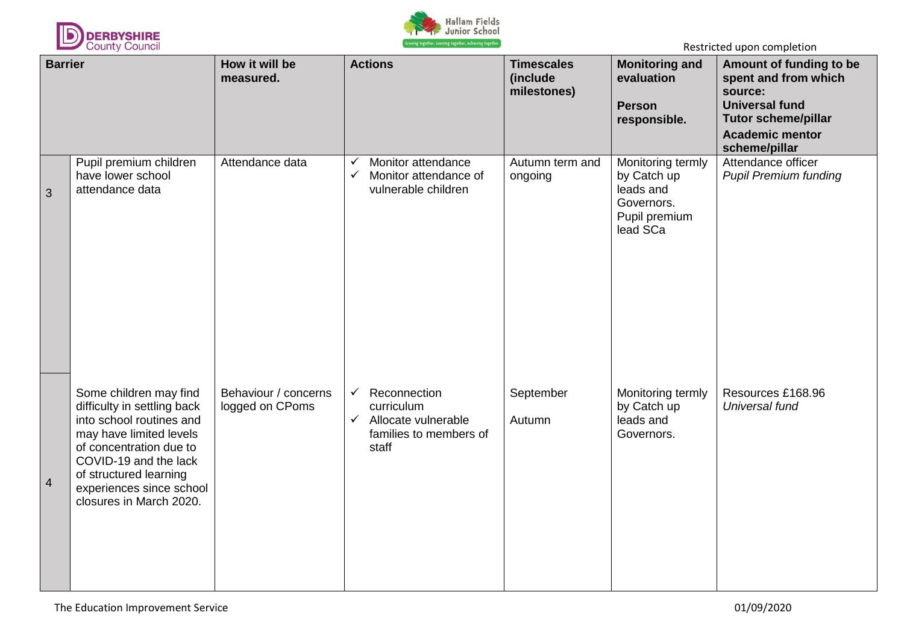| Barrier | | How it will be measured. | Actions | Timescales (include milestones) | Monitoring and evaluation<br><br>Person responsible. | Amount of funding to be spent and from which source:<br>Universal fund<br>Tutor scheme/pillar<br>Academic mentor scheme/pillar |
|---|---|---|---|---|---|---|
| 3 | Pupil premium children have lower school attendance data | Attendance data | ✓ Monitor attendance<br>✓ Monitor attendance of vulnerable children | Autumn term and ongoing | Monitoring termly by Catch up leads and Governors.<br>Pupil premium lead SCa | Attendance officer<br>*Pupil Premium funding* |
| 4 | Some children may find difficulty in settling back into school routines and may have limited levels of concentration due to COVID-19 and the lack of structured learning experiences since school closures in March 2020. | Behaviour / concerns logged on CPoms | ✓ Reconnection curriculum<br>✓ Allocate vulnerable families to members of staff | September<br><br>Autumn | Monitoring termly by Catch up leads and Governors. | Resources £168.96<br>*Universal fund* |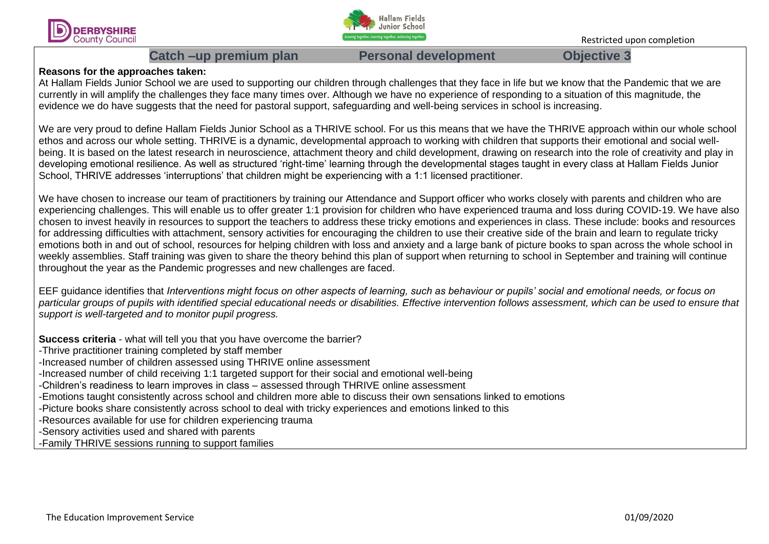## Catch –up premium plan — Personal development — Objective 3

**Reasons for the approaches taken:**

At Hallam Fields Junior School we are used to supporting our children through challenges that they face in life but we know that the Pandemic that we are currently in will amplify the challenges they face many times over. Although we have no experience of responding to a situation of this magnitude, the evidence we do have suggests that the need for pastoral support, safeguarding and well-being services in school is increasing.

We are very proud to define Hallam Fields Junior School as a THRIVE school. For us this means that we have the THRIVE approach within our whole school ethos and across our whole setting. THRIVE is a dynamic, developmental approach to working with children that supports their emotional and social well-being. It is based on the latest research in neuroscience, attachment theory and child development, drawing on research into the role of creativity and play in developing emotional resilience. As well as structured 'right-time' learning through the developmental stages taught in every class at Hallam Fields Junior School, THRIVE addresses 'interruptions' that children might be experiencing with a 1:1 licensed practitioner.

We have chosen to increase our team of practitioners by training our Attendance and Support officer who works closely with parents and children who are experiencing challenges. This will enable us to offer greater 1:1 provision for children who have experienced trauma and loss during COVID-19. We have also chosen to invest heavily in resources to support the teachers to address these tricky emotions and experiences in class. These include: books and resources for addressing difficulties with attachment, sensory activities for encouraging the children to use their creative side of the brain and learn to regulate tricky emotions both in and out of school, resources for helping children with loss and anxiety and a large bank of picture books to span across the whole school in weekly assemblies. Staff training was given to share the theory behind this plan of support when returning to school in September and training will continue throughout the year as the Pandemic progresses and new challenges are faced.

EEF guidance identifies that *Interventions might focus on other aspects of learning, such as behaviour or pupils' social and emotional needs, or focus on particular groups of pupils with identified special educational needs or disabilities. Effective intervention follows assessment, which can be used to ensure that support is well-targeted and to monitor pupil progress.*

**Success criteria** - what will tell you that you have overcome the barrier?

-Thrive practitioner training completed by staff member
-Increased number of children assessed using THRIVE online assessment
-Increased number of child receiving 1:1 targeted support for their social and emotional well-being
-Children's readiness to learn improves in class – assessed through THRIVE online assessment
-Emotions taught consistently across school and children more able to discuss their own sensations linked to emotions
-Picture books share consistently across school to deal with tricky experiences and emotions linked to this
-Resources available for use for children experiencing trauma
-Sensory activities used and shared with parents
-Family THRIVE sessions running to support families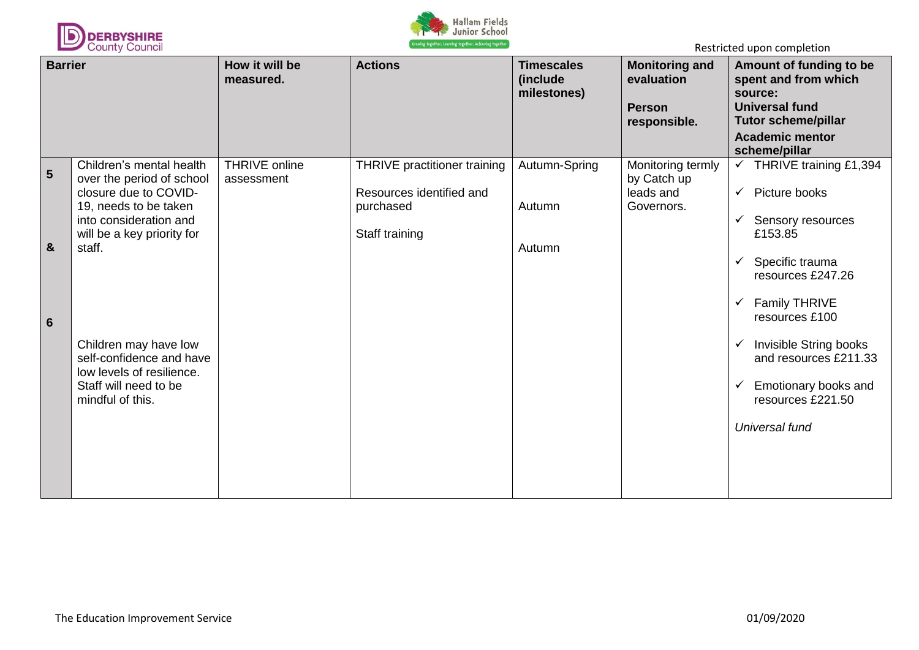Restricted upon completion

| Barrier | | How it will be measured. | Actions | Timescales (include milestones) | Monitoring and evaluation<br><br>Person responsible. | Amount of funding to be spent and from which source:<br>Universal fund<br>Tutor scheme/pillar<br>Academic mentor scheme/pillar |
|---|---|---|---|---|---|---|
| 5<br><br>&<br><br>6 | Children's mental health over the period of school closure due to COVID-19, needs to be taken into consideration and will be a key priority for staff.<br><br>Children may have low self-confidence and have low levels of resilience. Staff will need to be mindful of this. | THRIVE online assessment | THRIVE practitioner training<br><br>Resources identified and purchased<br><br>Staff training | Autumn-Spring<br><br>Autumn<br><br>Autumn | Monitoring termly by Catch up leads and Governors. | ✓ THRIVE training £1,394<br><br>✓ Picture books<br><br>✓ Sensory resources £153.85<br><br>✓ Specific trauma resources £247.26<br><br>✓ Family THRIVE resources £100<br><br>✓ Invisible String books and resources £211.33<br><br>✓ Emotionary books and resources £221.50<br><br>*Universal fund* |

The Education Improvement Service 01/09/2020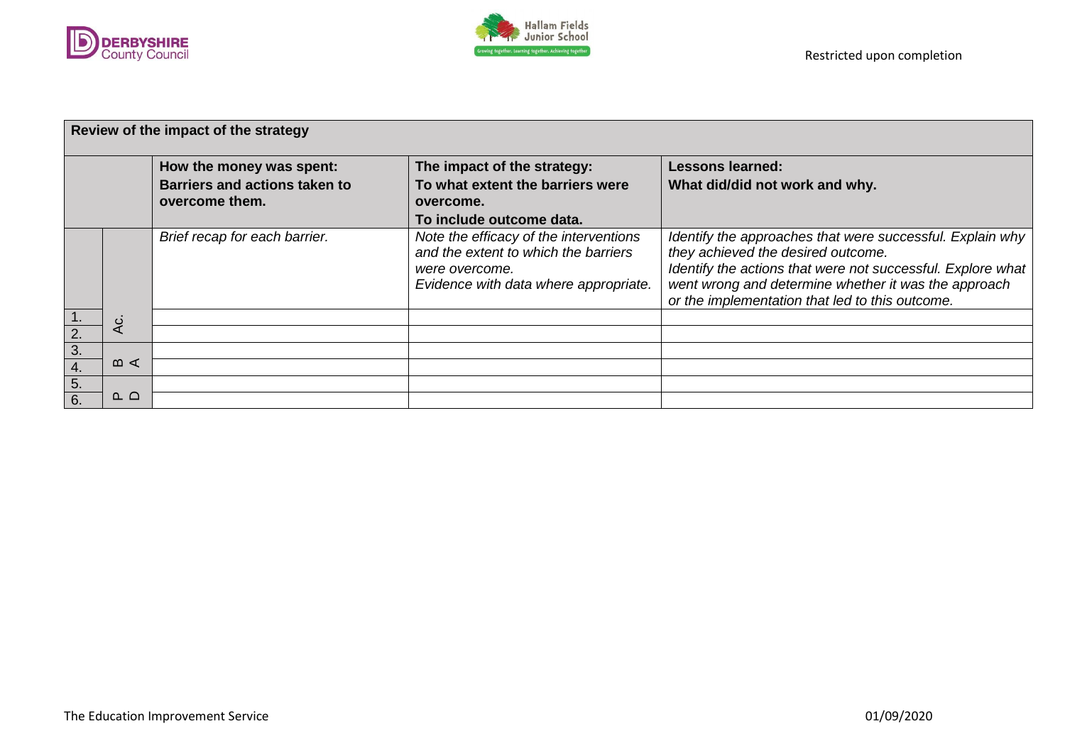| Review of the impact of the strategy | | | | |
|---|---|---|---|---|
| | | **How the money was spent:** **Barriers and actions taken to overcome them.** | **The impact of the strategy:** **To what extent the barriers were overcome.** **To include outcome data.** | **Lessons learned:** **What did/did not work and why.** |
| | | *Brief recap for each barrier.* | *Note the efficacy of the interventions and the extent to which the barriers were overcome.* *Evidence with data where appropriate.* | *Identify the approaches that were successful. Explain why they achieved the desired outcome.* *Identify the actions that were not successful. Explore what went wrong and determine whether it was the approach or the implementation that led to this outcome.* |
| 1. | Ac. | | | |
| 2. | | | | |
| 3. | BA | | | |
| 4. | | | | |
| 5. | PD | | | |
| 6. | | | | |